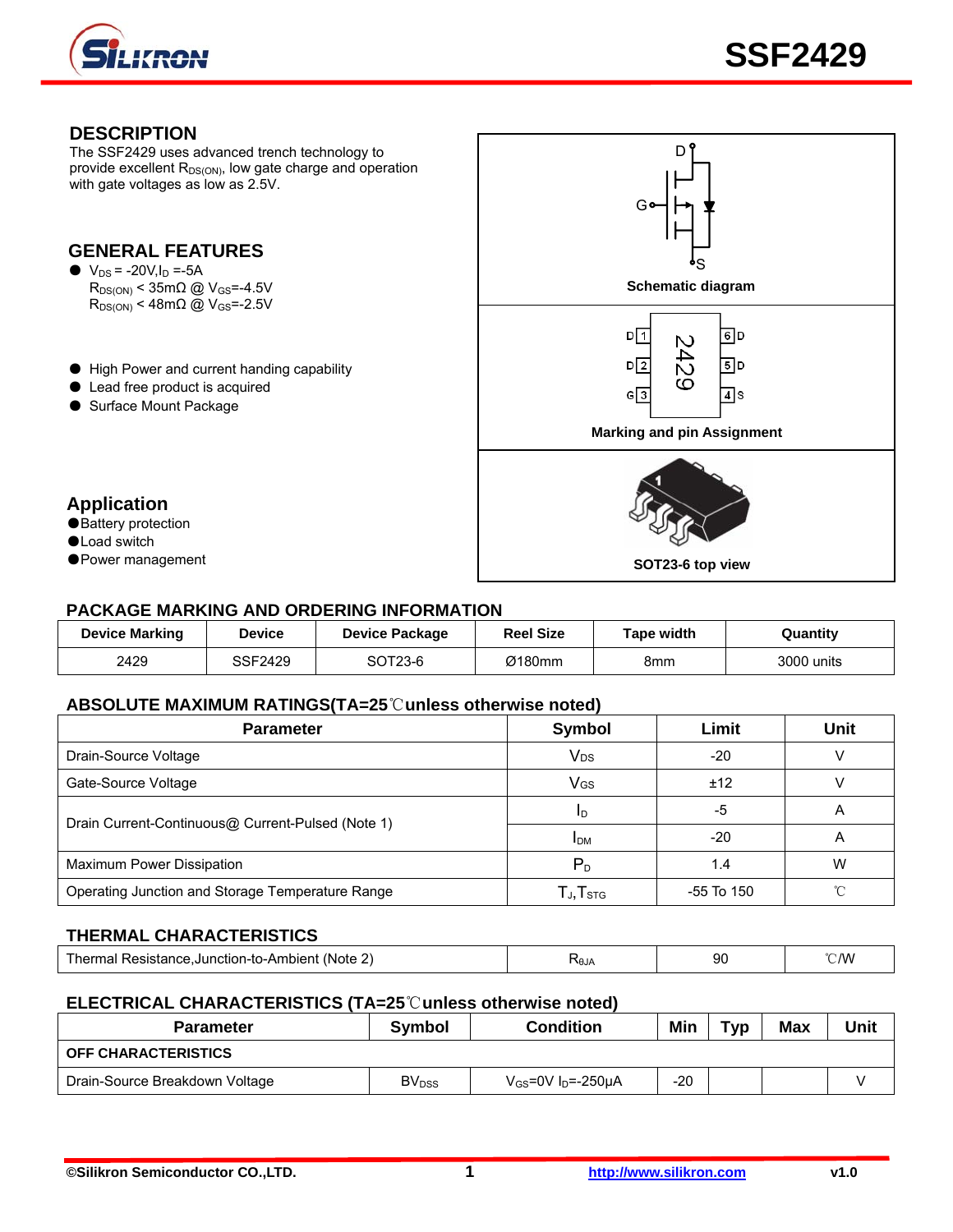# SSF2429

## DESCRIPTION

The SSF2429 uses advanced trench technology to provide excellent $R_{DS(ON)}$, low gate charge and operation with gate voltages as low as 2.5V.

## GENERAL FEATURES

- $V_{DS}$ = -20V,$I_D$ =-5A
  $R_{DS(ON)}$ < 35mΩ @ $V_{GS}$=-4.5V
  $R_{DS(ON)}$ < 48mΩ @ $V_{GS}$=-2.5V
- High Power and current handing capability
- Lead free product is acquired
- Surface Mount Package

## Application

- Battery protection
- Load switch
- Power management

Schematic diagram

Marking and pin Assignment

SOT23-6 top view

## PACKAGE MARKING AND ORDERING INFORMATION

| Device Marking | Device | Device Package | Reel Size | Tape width | Quantity |
|---|---|---|---|---|---|
| 2429 | SSF2429 | SOT23-6 | Ø180mm | 8mm | 3000 units |

## ABSOLUTE MAXIMUM RATINGS(TA=25℃unless otherwise noted)

| Parameter | Symbol | Limit | Unit |
|---|---|---|---|
| Drain-Source Voltage | $V_{DS}$ | -20 | V |
| Gate-Source Voltage | $V_{GS}$ | ±12 | V |
| Drain Current-Continuous@ Current-Pulsed (Note 1) | $I_D$ | -5 | A |
| | $I_{DM}$ | -20 | A |
| Maximum Power Dissipation | $P_D$ | 1.4 | W |
| Operating Junction and Storage Temperature Range | $T_J$,$T_{STG}$ | -55 To 150 | ℃ |

## THERMAL CHARACTERISTICS

| Parameter | Symbol | Limit | Unit |
|---|---|---|---|
| Thermal Resistance,Junction-to-Ambient (Note 2) | $R_{θJA}$ | 90 | ℃/W |

## ELECTRICAL CHARACTERISTICS (TA=25℃unless otherwise noted)

| Parameter | Symbol | Condition | Min | Typ | Max | Unit |
|---|---|---|---|---|---|---|
| **OFF CHARACTERISTICS** | | | | | | |
| Drain-Source Breakdown Voltage | $BV_{DSS}$ | $V_{GS}$=0V $I_D$=-250μA | -20 | | | V |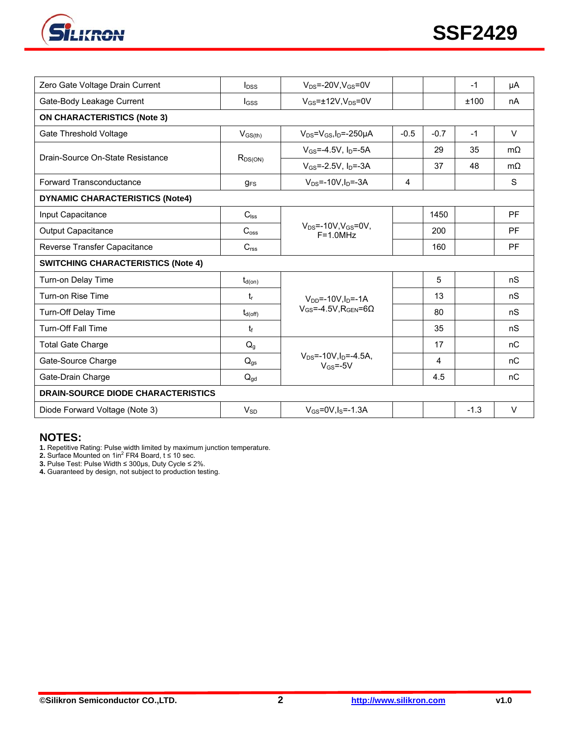| Parameter | Symbol | Condition | Min | Typ | Max | Unit |
|---|---|---|---|---|---|---|
| Zero Gate Voltage Drain Current | $I_{DSS}$ | $V_{DS}$=-20V,$V_{GS}$=0V | | | -1 | μA |
| Gate-Body Leakage Current | $I_{GSS}$ | $V_{GS}$=±12V,$V_{DS}$=0V | | | ±100 | nA |
| **ON CHARACTERISTICS (Note 3)** | | | | | | |
| Gate Threshold Voltage | $V_{GS(th)}$ | $V_{DS}$=$V_{GS}$,$I_D$=-250μA | -0.5 | -0.7 | -1 | V |
| Drain-Source On-State Resistance | $R_{DS(ON)}$ | $V_{GS}$=-4.5V, $I_D$=-5A | | 29 | 35 | mΩ |
| | | $V_{GS}$=-2.5V, $I_D$=-3A | | 37 | 48 | mΩ |
| Forward Transconductance | $g_{FS}$ | $V_{DS}$=-10V,$I_D$=-3A | 4 | | | S |
| **DYNAMIC CHARACTERISTICS (Note4)** | | | | | | |
| Input Capacitance | $C_{lss}$ | $V_{DS}$=-10V,$V_{GS}$=0V, F=1.0MHz | | 1450 | | PF |
| Output Capacitance | $C_{oss}$ | | | 200 | | PF |
| Reverse Transfer Capacitance | $C_{rss}$ | | | 160 | | PF |
| **SWITCHING CHARACTERISTICS (Note 4)** | | | | | | |
| Turn-on Delay Time | $t_{d(on)}$ | $V_{DD}$=-10V,$I_D$=-1A $V_{GS}$=-4.5V,$R_{GEN}$=6Ω | | 5 | | nS |
| Turn-on Rise Time | $t_r$ | | | 13 | | nS |
| Turn-Off Delay Time | $t_{d(off)}$ | | | 80 | | nS |
| Turn-Off Fall Time | $t_f$ | | | 35 | | nS |
| Total Gate Charge | $Q_g$ | $V_{DS}$=-10V,$I_D$=-4.5A, $V_{GS}$=-5V | | 17 | | nC |
| Gate-Source Charge | $Q_{gs}$ | | | 4 | | nC |
| Gate-Drain Charge | $Q_{gd}$ | | | 4.5 | | nC |
| **DRAIN-SOURCE DIODE CHARACTERISTICS** | | | | | | |
| Diode Forward Voltage (Note 3) | $V_{SD}$ | $V_{GS}$=0V,$I_S$=-1.3A | | | -1.3 | V |

## NOTES:

**1.** Repetitive Rating: Pulse width limited by maximum junction temperature.
**2.** Surface Mounted on $1in^2$ FR4 Board, t ≤ 10 sec.
**3.** Pulse Test: Pulse Width ≤ 300μs, Duty Cycle ≤ 2%.
**4.** Guaranteed by design, not subject to production testing.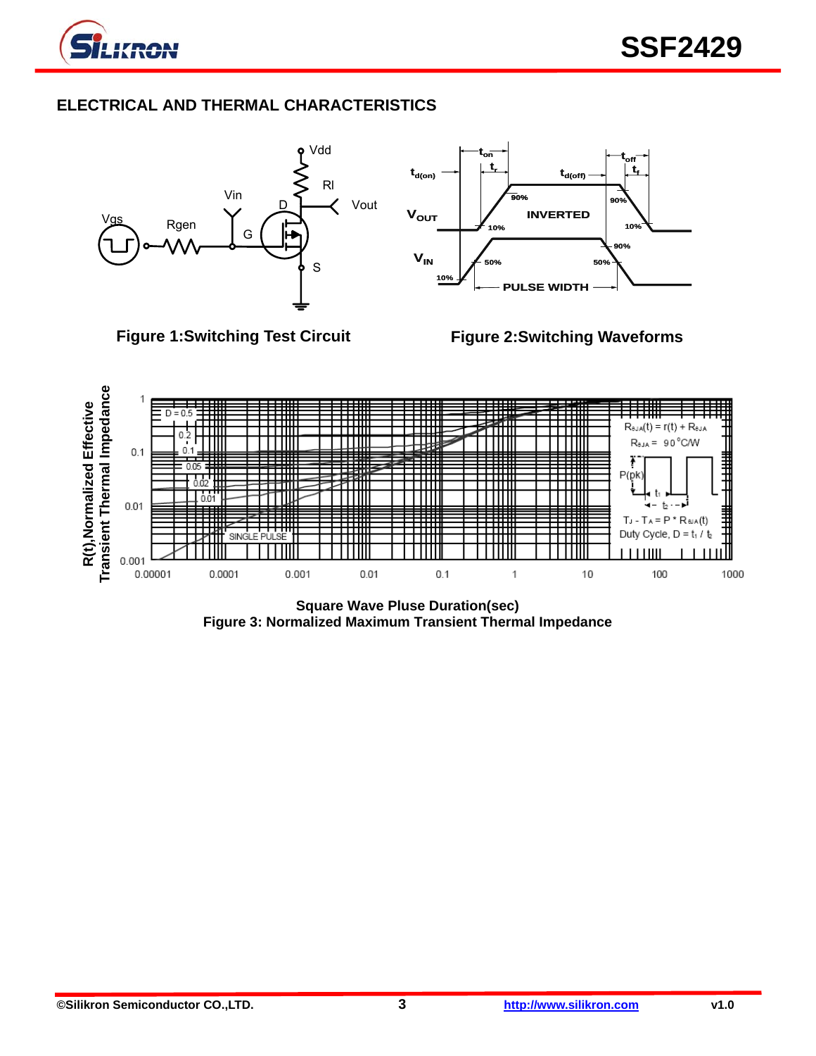## ELECTRICAL AND THERMAL CHARACTERISTICS

Figure 1:Switching Test Circuit

Figure 2:Switching Waveforms

Square Wave Pluse Duration(sec)

Figure 3: Normalized Maximum Transient Thermal Impedance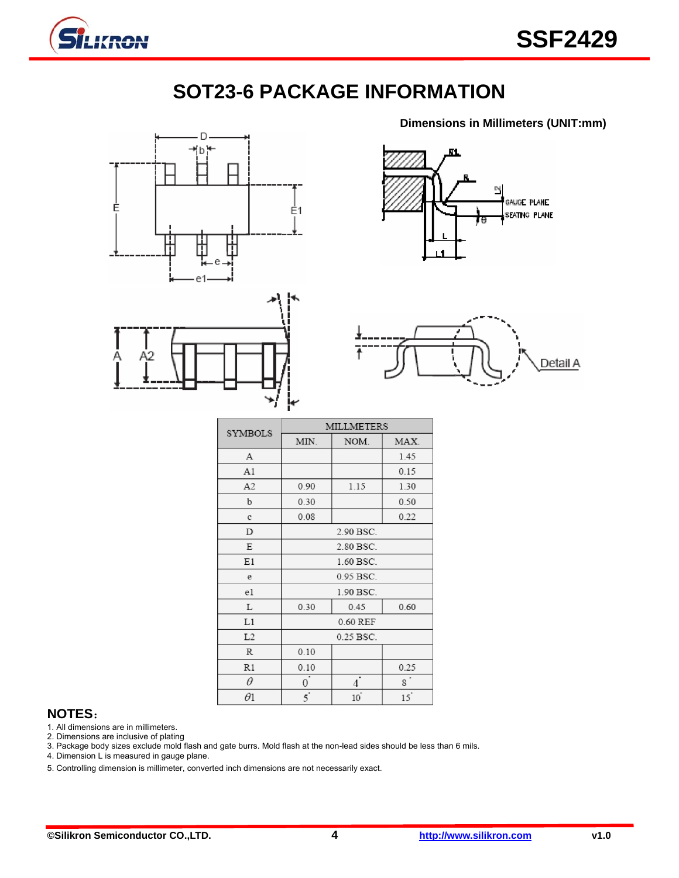## SOT23-6 PACKAGE INFORMATION

**Dimensions in Millimeters (UNIT:mm)**

| SYMBOLS | MILLMETERS | | |
|---|---|---|---|
| | MIN. | NOM. | MAX. |
| A | | | 1.45 |
| A1 | | | 0.15 |
| A2 | 0.90 | 1.15 | 1.30 |
| b | 0.30 | | 0.50 |
| c | 0.08 | | 0.22 |
| D | 2.90 BSC. | | |
| E | 2.80 BSC. | | |
| E1 | 1.60 BSC. | | |
| e | 0.95 BSC. | | |
| e1 | 1.90 BSC. | | |
| L | 0.30 | 0.45 | 0.60 |
| L1 | 0.60 REF | | |
| L2 | 0.25 BSC. | | |
| R | 0.10 | | |
| R1 | 0.10 | | 0.25 |
| $\theta$ | 0° | 4° | 8° |
| $\theta 1$ | 5° | 10° | 15° |

### NOTES:

1. All dimensions are in millimeters.
2. Dimensions are inclusive of plating
3. Package body sizes exclude mold flash and gate burrs. Mold flash at the non-lead sides should be less than 6 mils.
4. Dimension L is measured in gauge plane.
5. Controlling dimension is millimeter, converted inch dimensions are not necessarily exact.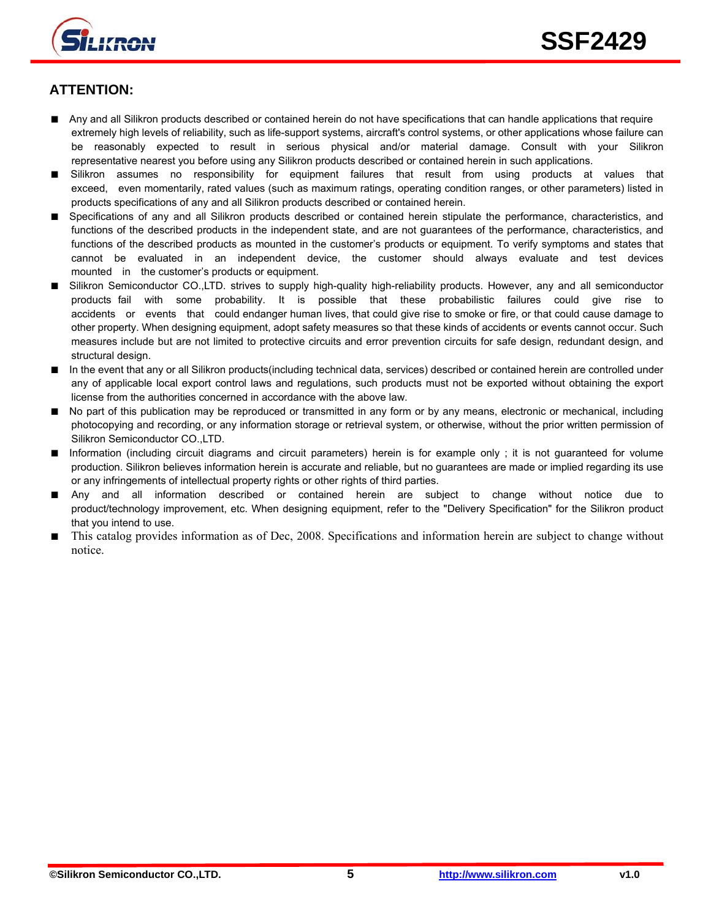## ATTENTION:

- Any and all Silikron products described or contained herein do not have specifications that can handle applications that require extremely high levels of reliability, such as life-support systems, aircraft's control systems, or other applications whose failure can be reasonably expected to result in serious physical and/or material damage. Consult with your Silikron representative nearest you before using any Silikron products described or contained herein in such applications.
- Silikron assumes no responsibility for equipment failures that result from using products at values that exceed, even momentarily, rated values (such as maximum ratings, operating condition ranges, or other parameters) listed in products specifications of any and all Silikron products described or contained herein.
- Specifications of any and all Silikron products described or contained herein stipulate the performance, characteristics, and functions of the described products in the independent state, and are not guarantees of the performance, characteristics, and functions of the described products as mounted in the customer's products or equipment. To verify symptoms and states that cannot be evaluated in an independent device, the customer should always evaluate and test devices mounted in the customer's products or equipment.
- Silikron Semiconductor CO.,LTD. strives to supply high-quality high-reliability products. However, any and all semiconductor products fail with some probability. It is possible that these probabilistic failures could give rise to accidents or events that could endanger human lives, that could give rise to smoke or fire, or that could cause damage to other property. When designing equipment, adopt safety measures so that these kinds of accidents or events cannot occur. Such measures include but are not limited to protective circuits and error prevention circuits for safe design, redundant design, and structural design.
- In the event that any or all Silikron products(including technical data, services) described or contained herein are controlled under any of applicable local export control laws and regulations, such products must not be exported without obtaining the export license from the authorities concerned in accordance with the above law.
- No part of this publication may be reproduced or transmitted in any form or by any means, electronic or mechanical, including photocopying and recording, or any information storage or retrieval system, or otherwise, without the prior written permission of Silikron Semiconductor CO.,LTD.
- Information (including circuit diagrams and circuit parameters) herein is for example only ; it is not guaranteed for volume production. Silikron believes information herein is accurate and reliable, but no guarantees are made or implied regarding its use or any infringements of intellectual property rights or other rights of third parties.
- Any and all information described or contained herein are subject to change without notice due to product/technology improvement, etc. When designing equipment, refer to the "Delivery Specification" for the Silikron product that you intend to use.
- This catalog provides information as of Dec, 2008. Specifications and information herein are subject to change without notice.